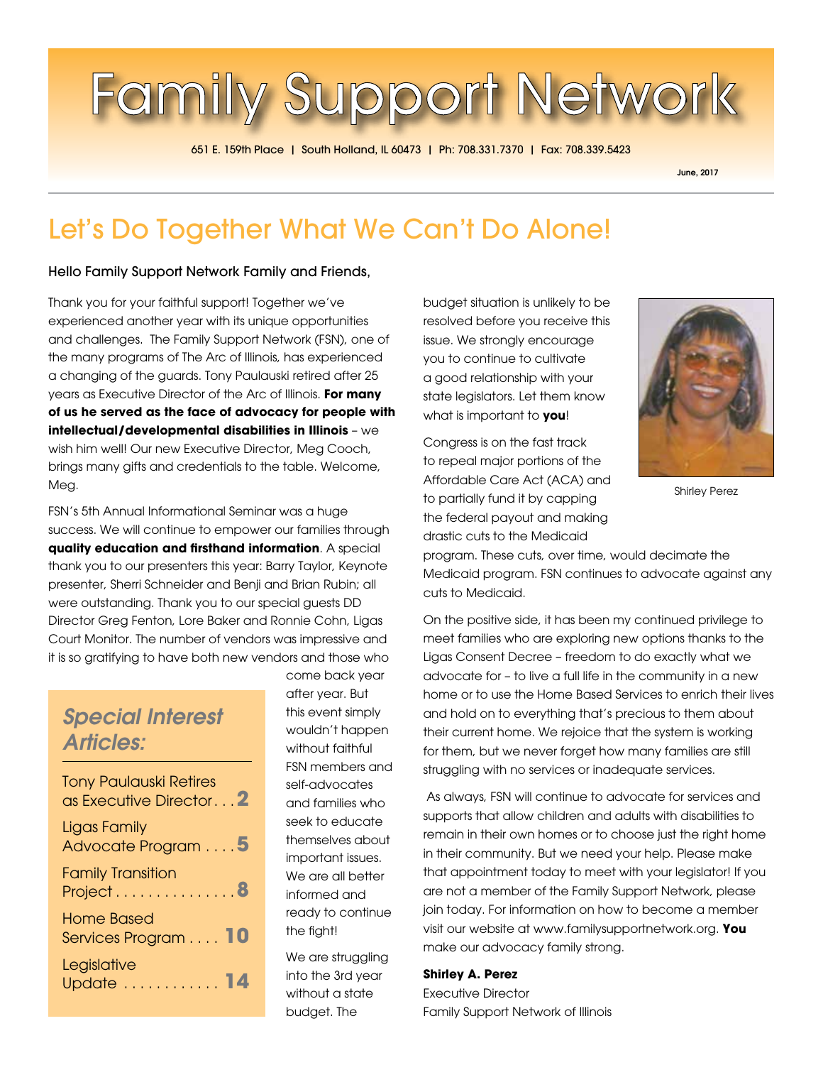# Family Support Network

651 E. 159th Place | South Holland, IL 60473 | Ph: 708.331.7370 | Fax: 708.339.5423

June, 2017

## Let's Do Together What We Can't Do Alone!

Hello Family Support Network Family and Friends,

Thank you for your faithful support! Together we've experienced another year with its unique opportunities and challenges. The Family Support Network (FSN), one of the many programs of The Arc of Illinois, has experienced a changing of the guards. Tony Paulauski retired after 25 years as Executive Director of the Arc of Illinois. **For many of us he served as the face of advocacy for people with intellectual/developmental disabilities in Illinois** – we wish him well! Our new Executive Director, Meg Cooch, brings many gifts and credentials to the table. Welcome, Meg.

FSN's 5th Annual Informational Seminar was a huge success. We will continue to empower our families through **quality education and firsthand information**. A special thank you to our presenters this year: Barry Taylor, Keynote presenter, Sherri Schneider and Benji and Brian Rubin; all were outstanding. Thank you to our special guests DD Director Greg Fenton, Lore Baker and Ronnie Cohn, Ligas Court Monitor. The number of vendors was impressive and it is so gratifying to have both new vendors and those who come back year after year. But this event simply wouldn't happen without faithful FSN members and self-advocates and families who seek to educate themselves about important issues. We are all better informed and ready to continue the fight!

We are struggling into the 3rd year without a state budget. The budget situation is unlikely to be resolved before you receive this issue. We strongly encourage you to continue to cultivate a good relationship with your state legislators. Let them know what is important to **you**!

Congress is on the fast track to repeal major portions of the Affordable Care Act (ACA) and to partially fund it by capping the federal payout and making drastic cuts to the Medicaid program. These cuts, over time, would decimate the Medicaid program. FSN continues to advocate against any cuts to Medicaid.

On the positive side, it has been my continued privilege to meet families who are exploring new options thanks to the Ligas Consent Decree – freedom to do exactly what we advocate for – to live a full life in the community in a new home or to use the Home Based Services to enrich their lives and hold on to everything that's precious to them about their current home. We rejoice that the system is working for them, but we never forget how many families are still struggling with no services or inadequate services.

As always, FSN will continue to advocate for services and supports that allow children and adults with disabilities to remain in their own homes or to choose just the right home in their community. But we need your help. Please make that appointment today to meet with your legislator! If you are not a member of the Family Support Network, please join today. For information on how to become a member visit our website at www.familysupportnetwork.org. **You** make our advocacy family strong.

**Shirley A. Perez**
Executive Director
Family Support Network of Illinois

Shirley Perez

### *Special Interest Articles:*

- Tony Paulauski Retires as Executive Director . . . **2**
- Ligas Family Advocate Program . . . . **5**
- Family Transition Project . . . . . . . . . . . . . . . **8**
- Home Based Services Program . . . . **10**
- Legislative Update . . . . . . . . . . . . **14**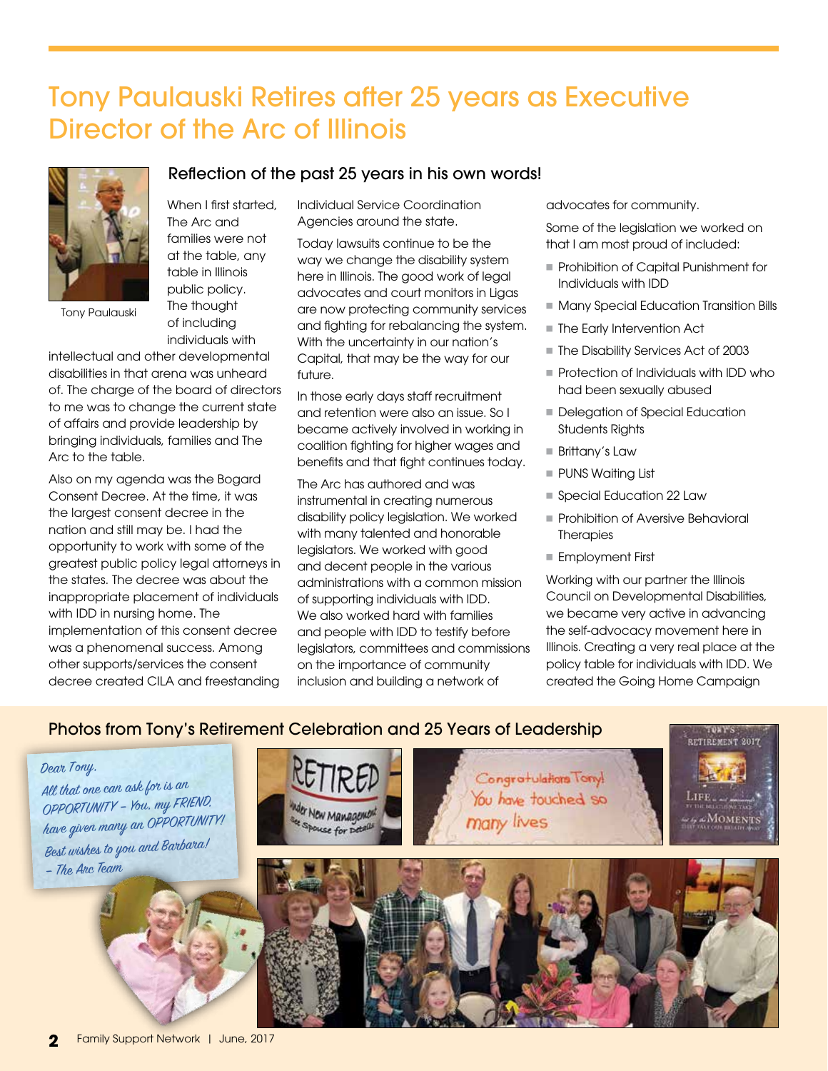# Tony Paulauski Retires after 25 years as Executive Director of the Arc of Illinois

Tony Paulauski

## Reflection of the past 25 years in his own words!

When I first started, The Arc and families were not at the table, any table in Illinois public policy. The thought of including individuals with intellectual and other developmental disabilities in that arena was unheard of. The charge of the board of directors to me was to change the current state of affairs and provide leadership by bringing individuals, families and The Arc to the table.

Also on my agenda was the Bogard Consent Decree. At the time, it was the largest consent decree in the nation and still may be. I had the opportunity to work with some of the greatest public policy legal attorneys in the states. The decree was about the inappropriate placement of individuals with IDD in nursing home. The implementation of this consent decree was a phenomenal success. Among other supports/services the consent decree created CILA and freestanding Individual Service Coordination Agencies around the state.

Today lawsuits continue to be the way we change the disability system here in Illinois. The good work of legal advocates and court monitors in Ligas are now protecting community services and fighting for rebalancing the system. With the uncertainty in our nation's Capital, that may be the way for our future.

In those early days staff recruitment and retention were also an issue. So I became actively involved in working in coalition fighting for higher wages and benefits and that fight continues today.

The Arc has authored and was instrumental in creating numerous disability policy legislation. We worked with many talented and honorable legislators. We worked with good and decent people in the various administrations with a common mission of supporting individuals with IDD. We also worked hard with families and people with IDD to testify before legislators, committees and commissions on the importance of community inclusion and building a network of advocates for community.

Some of the legislation we worked on that I am most proud of included:

- Prohibition of Capital Punishment for Individuals with IDD
- Many Special Education Transition Bills
- The Early Intervention Act
- The Disability Services Act of 2003
- Protection of Individuals with IDD who had been sexually abused
- Delegation of Special Education Students Rights
- Brittany's Law
- PUNS Waiting List
- Special Education 22 Law
- Prohibition of Aversive Behavioral Therapies
- Employment First

Working with our partner the Illinois Council on Developmental Disabilities, we became very active in advancing the self-advocacy movement here in Illinois. Creating a very real place at the policy table for individuals with IDD. We created the Going Home Campaign

## Photos from Tony's Retirement Celebration and 25 Years of Leadership

*Dear Tony,*
*All that one can ask for is an OPPORTUNITY – You, my FRIEND, have given many an OPPORTUNITY!*
*Best wishes to you and Barbara!*
*– The Arc Team*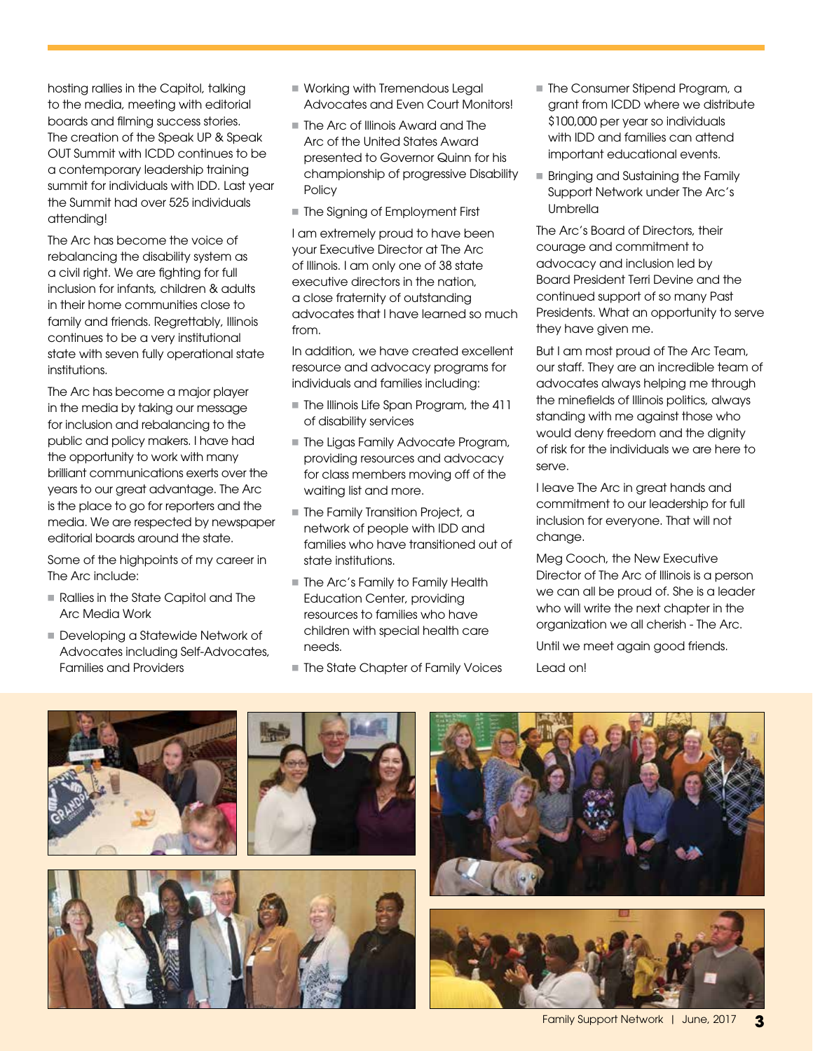hosting rallies in the Capitol, talking to the media, meeting with editorial boards and filming success stories. The creation of the Speak UP & Speak OUT Summit with ICDD continues to be a contemporary leadership training summit for individuals with IDD. Last year the Summit had over 525 individuals attending!

The Arc has become the voice of rebalancing the disability system as a civil right. We are fighting for full inclusion for infants, children & adults in their home communities close to family and friends. Regrettably, Illinois continues to be a very institutional state with seven fully operational state institutions.

The Arc has become a major player in the media by taking our message for inclusion and rebalancing to the public and policy makers. I have had the opportunity to work with many brilliant communications exerts over the years to our great advantage. The Arc is the place to go for reporters and the media. We are respected by newspaper editorial boards around the state.

Some of the highpoints of my career in The Arc include:

- Rallies in the State Capitol and The Arc Media Work
- Developing a Statewide Network of Advocates including Self-Advocates, Families and Providers
- Working with Tremendous Legal Advocates and Even Court Monitors!
- The Arc of Illinois Award and The Arc of the United States Award presented to Governor Quinn for his championship of progressive Disability Policy
- The Signing of Employment First

I am extremely proud to have been your Executive Director at The Arc of Illinois. I am only one of 38 state executive directors in the nation, a close fraternity of outstanding advocates that I have learned so much from.

In addition, we have created excellent resource and advocacy programs for individuals and families including:

- The Illinois Life Span Program, the 411 of disability services
- The Ligas Family Advocate Program, providing resources and advocacy for class members moving off of the waiting list and more.
- The Family Transition Project, a network of people with IDD and families who have transitioned out of state institutions.
- The Arc's Family to Family Health Education Center, providing resources to families who have children with special health care needs.
- The State Chapter of Family Voices
- The Consumer Stipend Program, a grant from ICDD where we distribute $100,000 per year so individuals with IDD and families can attend important educational events.
- Bringing and Sustaining the Family Support Network under The Arc's Umbrella

The Arc's Board of Directors, their courage and commitment to advocacy and inclusion led by Board President Terri Devine and the continued support of so many Past Presidents. What an opportunity to serve they have given me.

But I am most proud of The Arc Team, our staff. They are an incredible team of advocates always helping me through the minefields of Illinois politics, always standing with me against those who would deny freedom and the dignity of risk for the individuals we are here to serve.

I leave The Arc in great hands and commitment to our leadership for full inclusion for everyone. That will not change.

Meg Cooch, the New Executive Director of The Arc of Illinois is a person we can all be proud of. She is a leader who will write the next chapter in the organization we all cherish - The Arc.

Until we meet again good friends.

Lead on!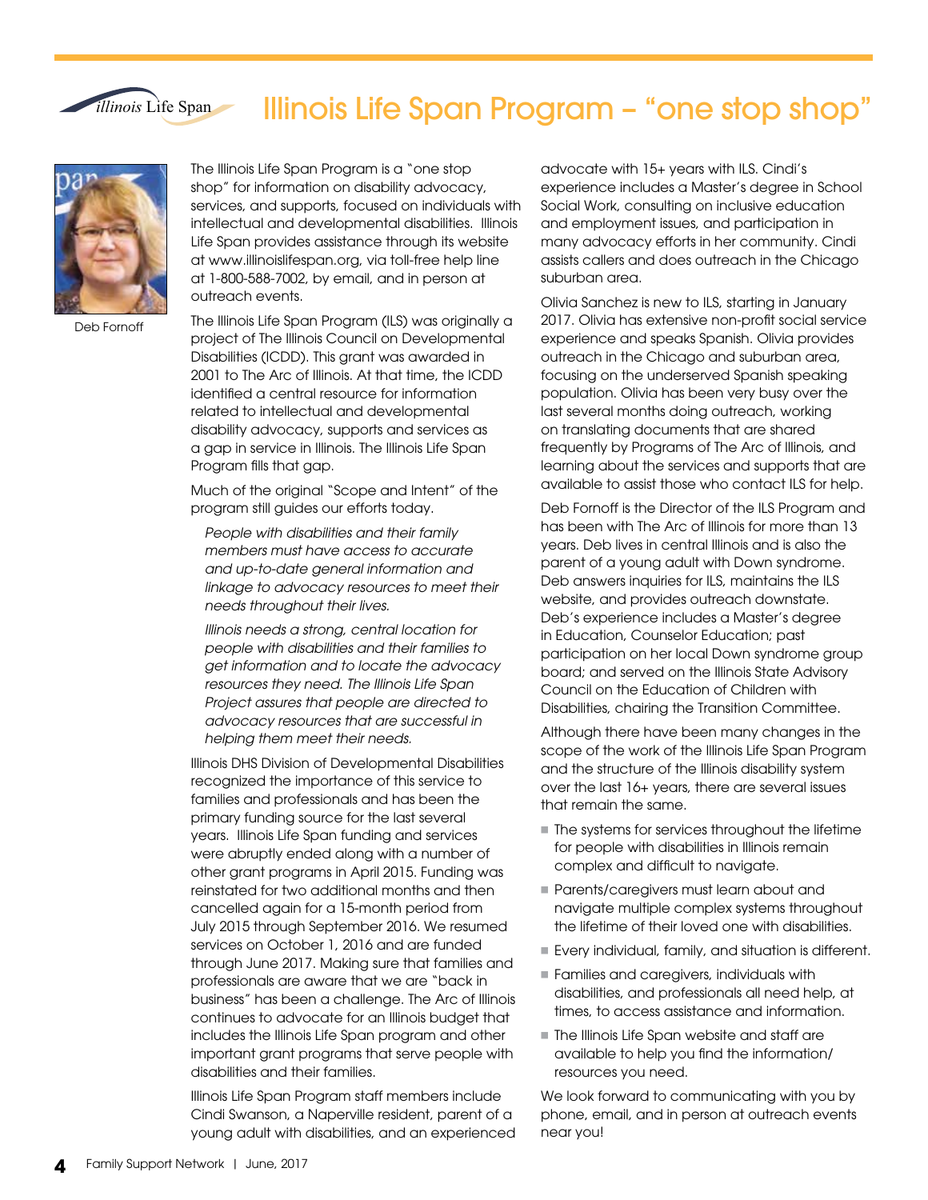# Illinois Life Span Program – "one stop shop"

Deb Fornoff

The Illinois Life Span Program is a "one stop shop" for information on disability advocacy, services, and supports, focused on individuals with intellectual and developmental disabilities. Illinois Life Span provides assistance through its website at www.illinoislifespan.org, via toll-free help line at 1-800-588-7002, by email, and in person at outreach events.

The Illinois Life Span Program (ILS) was originally a project of The Illinois Council on Developmental Disabilities (ICDD). This grant was awarded in 2001 to The Arc of Illinois. At that time, the ICDD identified a central resource for information related to intellectual and developmental disability advocacy, supports and services as a gap in service in Illinois. The Illinois Life Span Program fills that gap.

Much of the original "Scope and Intent" of the program still guides our efforts today.

> *People with disabilities and their family members must have access to accurate and up-to-date general information and linkage to advocacy resources to meet their needs throughout their lives.*
>
> *Illinois needs a strong, central location for people with disabilities and their families to get information and to locate the advocacy resources they need. The Illinois Life Span Project assures that people are directed to advocacy resources that are successful in helping them meet their needs.*

Illinois DHS Division of Developmental Disabilities recognized the importance of this service to families and professionals and has been the primary funding source for the last several years. Illinois Life Span funding and services were abruptly ended along with a number of other grant programs in April 2015. Funding was reinstated for two additional months and then cancelled again for a 15-month period from July 2015 through September 2016. We resumed services on October 1, 2016 and are funded through June 2017. Making sure that families and professionals are aware that we are "back in business" has been a challenge. The Arc of Illinois continues to advocate for an Illinois budget that includes the Illinois Life Span program and other important grant programs that serve people with disabilities and their families.

Illinois Life Span Program staff members include Cindi Swanson, a Naperville resident, parent of a young adult with disabilities, and an experienced advocate with 15+ years with ILS. Cindi's experience includes a Master's degree in School Social Work, consulting on inclusive education and employment issues, and participation in many advocacy efforts in her community. Cindi assists callers and does outreach in the Chicago suburban area.

Olivia Sanchez is new to ILS, starting in January 2017. Olivia has extensive non-profit social service experience and speaks Spanish. Olivia provides outreach in the Chicago and suburban area, focusing on the underserved Spanish speaking population. Olivia has been very busy over the last several months doing outreach, working on translating documents that are shared frequently by Programs of The Arc of Illinois, and learning about the services and supports that are available to assist those who contact ILS for help.

Deb Fornoff is the Director of the ILS Program and has been with The Arc of Illinois for more than 13 years. Deb lives in central Illinois and is also the parent of a young adult with Down syndrome. Deb answers inquiries for ILS, maintains the ILS website, and provides outreach downstate. Deb's experience includes a Master's degree in Education, Counselor Education; past participation on her local Down syndrome group board; and served on the Illinois State Advisory Council on the Education of Children with Disabilities, chairing the Transition Committee.

Although there have been many changes in the scope of the work of the Illinois Life Span Program and the structure of the Illinois disability system over the last 16+ years, there are several issues that remain the same.

- The systems for services throughout the lifetime for people with disabilities in Illinois remain complex and difficult to navigate.
- Parents/caregivers must learn about and navigate multiple complex systems throughout the lifetime of their loved one with disabilities.
- Every individual, family, and situation is different.
- Families and caregivers, individuals with disabilities, and professionals all need help, at times, to access assistance and information.
- The Illinois Life Span website and staff are available to help you find the information/resources you need.

We look forward to communicating with you by phone, email, and in person at outreach events near you!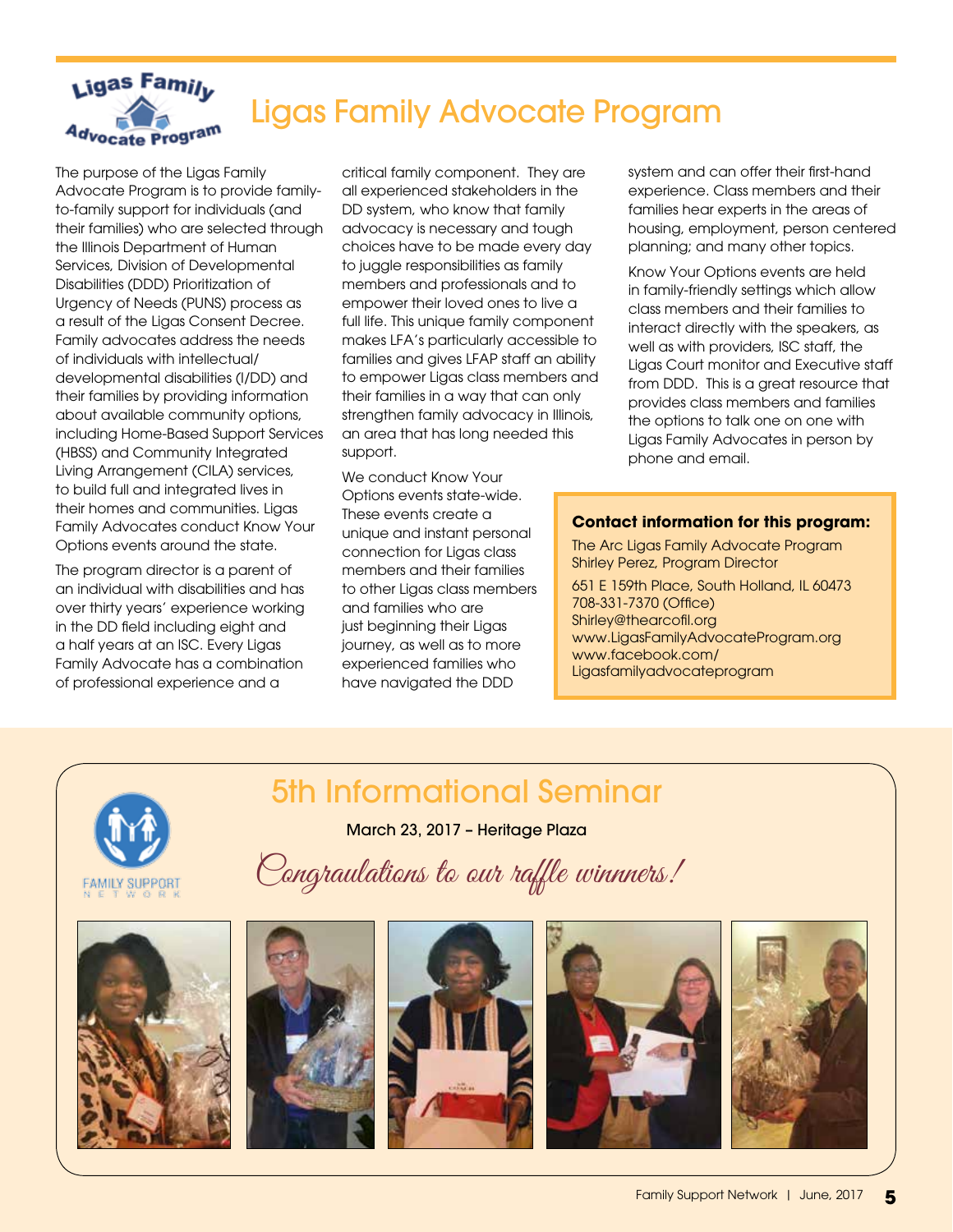# Ligas Family Advocate Program

The purpose of the Ligas Family Advocate Program is to provide family-to-family support for individuals (and their families) who are selected through the Illinois Department of Human Services, Division of Developmental Disabilities (DDD) Prioritization of Urgency of Needs (PUNS) process as a result of the Ligas Consent Decree. Family advocates address the needs of individuals with intellectual/developmental disabilities (I/DD) and their families by providing information about available community options, including Home-Based Support Services (HBSS) and Community Integrated Living Arrangement (CILA) services, to build full and integrated lives in their homes and communities. Ligas Family Advocates conduct Know Your Options events around the state.

The program director is a parent of an individual with disabilities and has over thirty years' experience working in the DD field including eight and a half years at an ISC. Every Ligas Family Advocate has a combination of professional experience and a critical family component. They are all experienced stakeholders in the DD system, who know that family advocacy is necessary and tough choices have to be made every day to juggle responsibilities as family members and professionals and to empower their loved ones to live a full life. This unique family component makes LFA's particularly accessible to families and gives LFAP staff an ability to empower Ligas class members and their families in a way that can only strengthen family advocacy in Illinois, an area that has long needed this support.

We conduct Know Your Options events state-wide. These events create a unique and instant personal connection for Ligas class members and their families to other Ligas class members and families who are just beginning their Ligas journey, as well as to more experienced families who have navigated the DDD system and can offer their first-hand experience. Class members and their families hear experts in the areas of housing, employment, person centered planning; and many other topics.

Know Your Options events are held in family-friendly settings which allow class members and their families to interact directly with the speakers, as well as with providers, ISC staff, the Ligas Court monitor and Executive staff from DDD. This is a great resource that provides class members and families the options to talk one on one with Ligas Family Advocates in person by phone and email.

**Contact information for this program:**

The Arc Ligas Family Advocate Program
Shirley Perez, Program Director

651 E 159th Place, South Holland, IL 60473
708-331-7370 (Office)
Shirley@thearcofil.org
www.LigasFamilyAdvocateProgram.org
www.facebook.com/Ligasfamilyadvocateprogram

## 5th Informational Seminar

March 23, 2017 – Heritage Plaza

*Congraulations to our raffle winners!*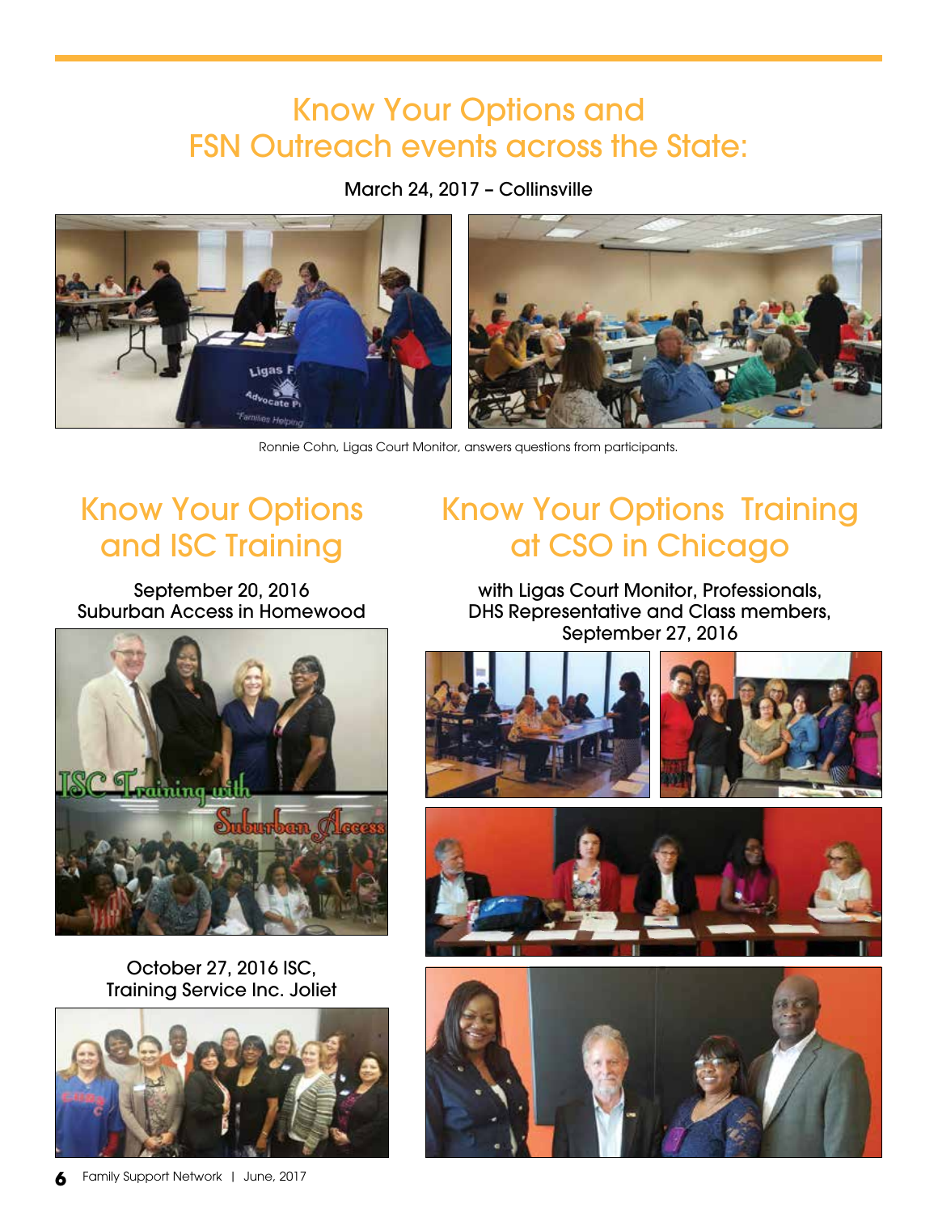# Know Your Options and FSN Outreach events across the State:

March 24, 2017 – Collinsville

Ronnie Cohn, Ligas Court Monitor, answers questions from participants.

## Know Your Options and ISC Training

September 20, 2016
Suburban Access in Homewood

October 27, 2016 ISC,
Training Service Inc. Joliet

## Know Your Options Training at CSO in Chicago

with Ligas Court Monitor, Professionals,
DHS Representative and Class members,
September 27, 2016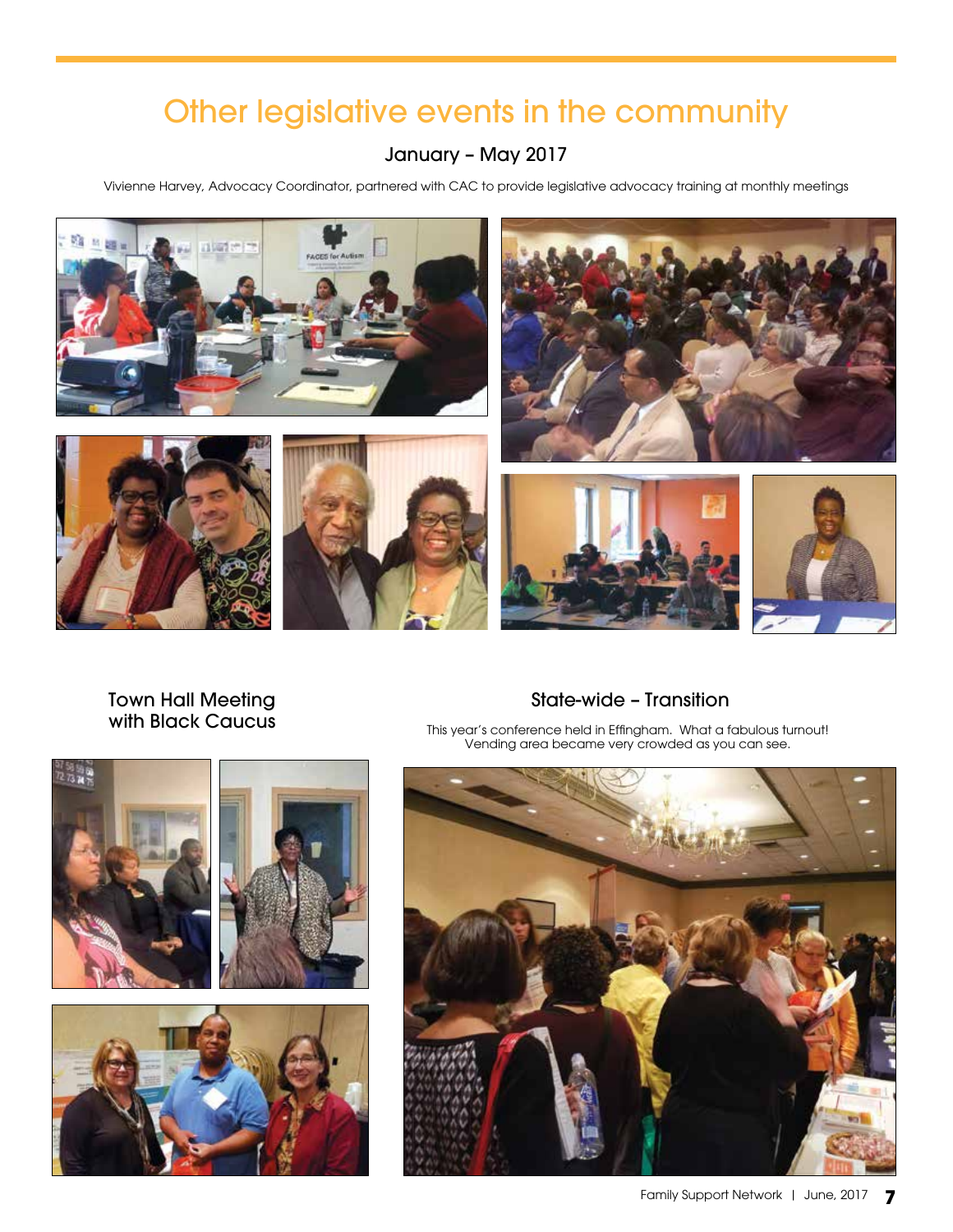# Other legislative events in the community

## January – May 2017

Vivienne Harvey, Advocacy Coordinator, partnered with CAC to provide legislative advocacy training at monthly meetings

## Town Hall Meeting with Black Caucus

## State-wide – Transition

This year's conference held in Effingham. What a fabulous turnout! Vending area became very crowded as you can see.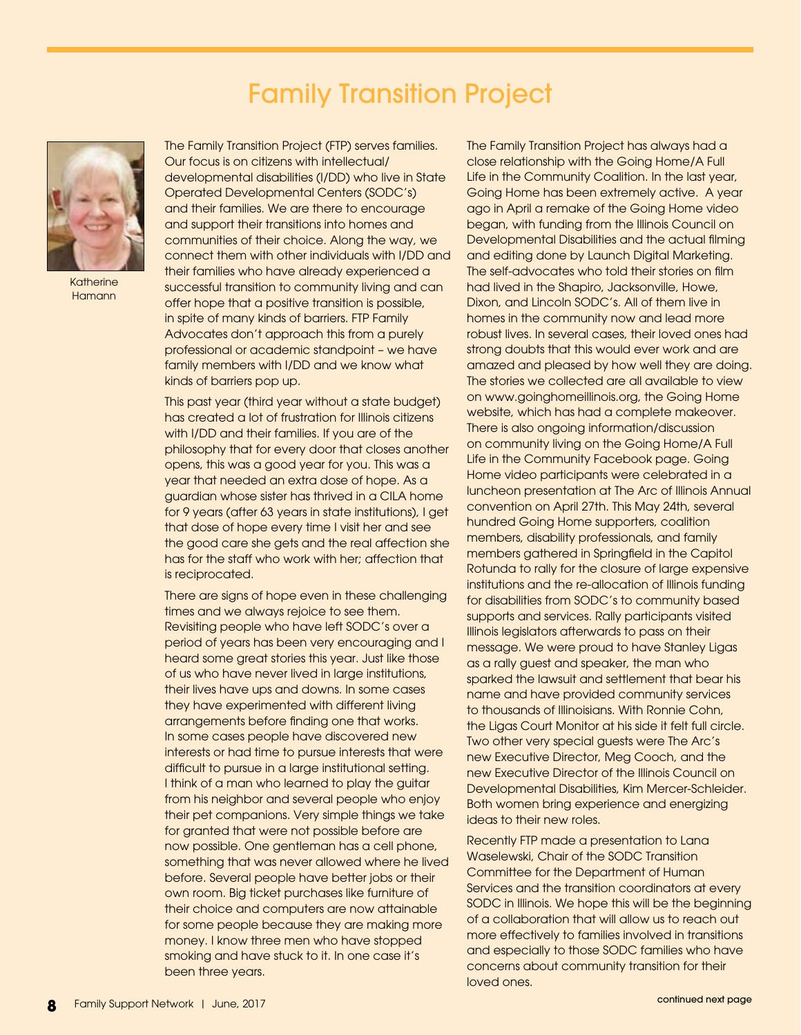# Family Transition Project

Katherine Hamann

The Family Transition Project (FTP) serves families. Our focus is on citizens with intellectual/ developmental disabilities (I/DD) who live in State Operated Developmental Centers (SODC's) and their families. We are there to encourage and support their transitions into homes and communities of their choice. Along the way, we connect them with other individuals with I/DD and their families who have already experienced a successful transition to community living and can offer hope that a positive transition is possible, in spite of many kinds of barriers. FTP Family Advocates don't approach this from a purely professional or academic standpoint – we have family members with I/DD and we know what kinds of barriers pop up.

This past year (third year without a state budget) has created a lot of frustration for Illinois citizens with I/DD and their families. If you are of the philosophy that for every door that closes another opens, this was a good year for you. This was a year that needed an extra dose of hope. As a guardian whose sister has thrived in a CILA home for 9 years (after 63 years in state institutions), I get that dose of hope every time I visit her and see the good care she gets and the real affection she has for the staff who work with her; affection that is reciprocated.

There are signs of hope even in these challenging times and we always rejoice to see them. Revisiting people who have left SODC's over a period of years has been very encouraging and I heard some great stories this year. Just like those of us who have never lived in large institutions, their lives have ups and downs. In some cases they have experimented with different living arrangements before finding one that works. In some cases people have discovered new interests or had time to pursue interests that were difficult to pursue in a large institutional setting. I think of a man who learned to play the guitar from his neighbor and several people who enjoy their pet companions. Very simple things we take for granted that were not possible before are now possible. One gentleman has a cell phone, something that was never allowed where he lived before. Several people have better jobs or their own room. Big ticket purchases like furniture of their choice and computers are now attainable for some people because they are making more money. I know three men who have stopped smoking and have stuck to it. In one case it's been three years.

The Family Transition Project has always had a close relationship with the Going Home/A Full Life in the Community Coalition. In the last year, Going Home has been extremely active. A year ago in April a remake of the Going Home video began, with funding from the Illinois Council on Developmental Disabilities and the actual filming and editing done by Launch Digital Marketing. The self-advocates who told their stories on film had lived in the Shapiro, Jacksonville, Howe, Dixon, and Lincoln SODC's. All of them live in homes in the community now and lead more robust lives. In several cases, their loved ones had strong doubts that this would ever work and are amazed and pleased by how well they are doing. The stories we collected are all available to view on www.goinghomeillinois.org, the Going Home website, which has had a complete makeover. There is also ongoing information/discussion on community living on the Going Home/A Full Life in the Community Facebook page. Going Home video participants were celebrated in a luncheon presentation at The Arc of Illinois Annual convention on April 27th. This May 24th, several hundred Going Home supporters, coalition members, disability professionals, and family members gathered in Springfield in the Capitol Rotunda to rally for the closure of large expensive institutions and the re-allocation of Illinois funding for disabilities from SODC's to community based supports and services. Rally participants visited Illinois legislators afterwards to pass on their message. We were proud to have Stanley Ligas as a rally guest and speaker, the man who sparked the lawsuit and settlement that bear his name and have provided community services to thousands of Illinoisians. With Ronnie Cohn, the Ligas Court Monitor at his side it felt full circle. Two other very special guests were The Arc's new Executive Director, Meg Cooch, and the new Executive Director of the Illinois Council on Developmental Disabilities, Kim Mercer-Schleider. Both women bring experience and energizing ideas to their new roles.

Recently FTP made a presentation to Lana Waselewski, Chair of the SODC Transition Committee for the Department of Human Services and the transition coordinators at every SODC in Illinois. We hope this will be the beginning of a collaboration that will allow us to reach out more effectively to families involved in transitions and especially to those SODC families who have concerns about community transition for their loved ones.

continued next page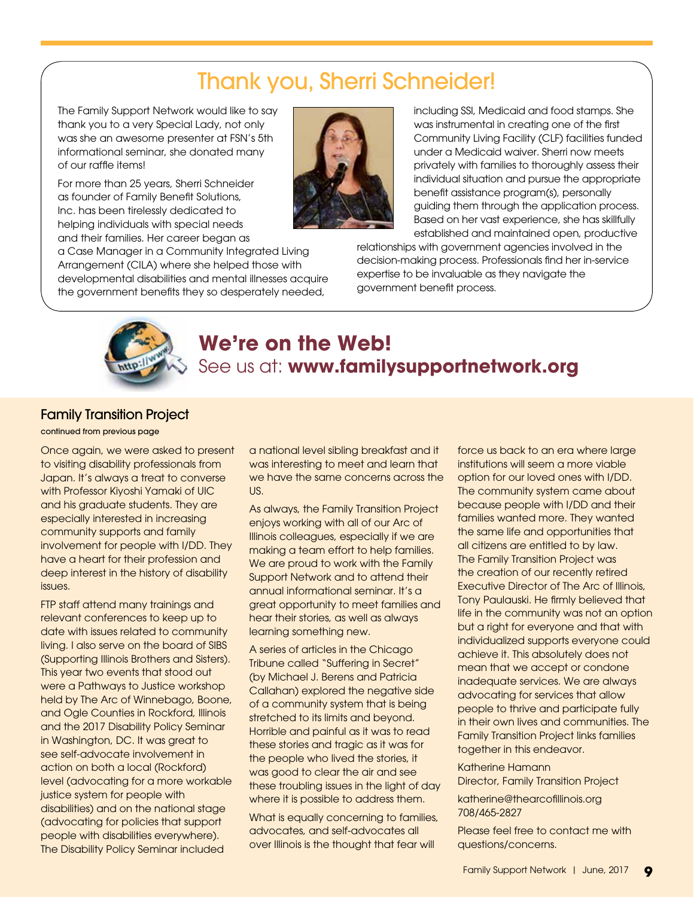# Thank you, Sherri Schneider!

The Family Support Network would like to say thank you to a very Special Lady, not only was she an awesome presenter at FSN's 5th informational seminar, she donated many of our raffle items!

For more than 25 years, Sherri Schneider as founder of Family Benefit Solutions, Inc. has been tirelessly dedicated to helping individuals with special needs and their families. Her career began as a Case Manager in a Community Integrated Living Arrangement (CILA) where she helped those with developmental disabilities and mental illnesses acquire the government benefits they so desperately needed, including SSI, Medicaid and food stamps. She was instrumental in creating one of the first Community Living Facility (CLF) facilities funded under a Medicaid waiver. Sherri now meets privately with families to thoroughly assess their individual situation and pursue the appropriate benefit assistance program(s), personally guiding them through the application process. Based on her vast experience, she has skillfully established and maintained open, productive relationships with government agencies involved in the decision-making process. Professionals find her in-service expertise to be invaluable as they navigate the government benefit process.

## We're on the Web!

See us at: **www.familysupportnetwork.org**

## Family Transition Project

continued from previous page

Once again, we were asked to present to visiting disability professionals from Japan. It's always a treat to converse with Professor Kiyoshi Yamaki of UIC and his graduate students. They are especially interested in increasing community supports and family involvement for people with I/DD. They have a heart for their profession and deep interest in the history of disability issues.

FTP staff attend many trainings and relevant conferences to keep up to date with issues related to community living. I also serve on the board of SIBS (Supporting Illinois Brothers and Sisters). This year two events that stood out were a Pathways to Justice workshop held by The Arc of Winnebago, Boone, and Ogle Counties in Rockford, Illinois and the 2017 Disability Policy Seminar in Washington, DC. It was great to see self-advocate involvement in action on both a local (Rockford) level (advocating for a more workable justice system for people with disabilities) and on the national stage (advocating for policies that support people with disabilities everywhere). The Disability Policy Seminar included a national level sibling breakfast and it was interesting to meet and learn that we have the same concerns across the US.

As always, the Family Transition Project enjoys working with all of our Arc of Illinois colleagues, especially if we are making a team effort to help families. We are proud to work with the Family Support Network and to attend their annual informational seminar. It's a great opportunity to meet families and hear their stories, as well as always learning something new.

A series of articles in the Chicago Tribune called "Suffering in Secret" (by Michael J. Berens and Patricia Callahan) explored the negative side of a community system that is being stretched to its limits and beyond. Horrible and painful as it was to read these stories and tragic as it was for the people who lived the stories, it was good to clear the air and see these troubling issues in the light of day where it is possible to address them.

What is equally concerning to families, advocates, and self-advocates all over Illinois is the thought that fear will force us back to an era where large institutions will seem a more viable option for our loved ones with I/DD. The community system came about because people with I/DD and their families wanted more. They wanted the same life and opportunities that all citizens are entitled to by law. The Family Transition Project was the creation of our recently retired Executive Director of The Arc of Illinois, Tony Paulauski. He firmly believed that life in the community was not an option but a right for everyone and that with individualized supports everyone could achieve it. This absolutely does not mean that we accept or condone inadequate services. We are always advocating for services that allow people to thrive and participate fully in their own lives and communities. The Family Transition Project links families together in this endeavor.

Katherine Hamann
Director, Family Transition Project

katherine@thearcofillinois.org
708/465-2827

Please feel free to contact me with questions/concerns.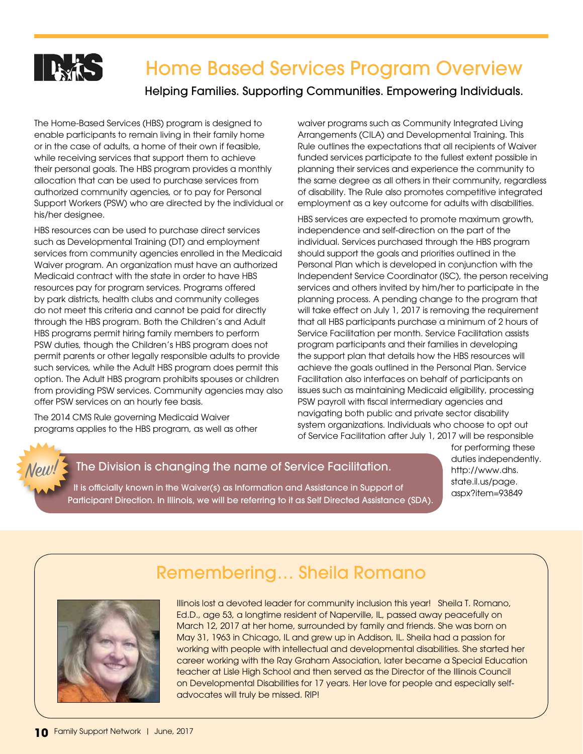# Home Based Services Program Overview

**Helping Families. Supporting Communities. Empowering Individuals.**

The Home-Based Services (HBS) program is designed to enable participants to remain living in their family home or in the case of adults, a home of their own if feasible, while receiving services that support them to achieve their personal goals. The HBS program provides a monthly allocation that can be used to purchase services from authorized community agencies, or to pay for Personal Support Workers (PSW) who are directed by the individual or his/her designee.

HBS resources can be used to purchase direct services such as Developmental Training (DT) and employment services from community agencies enrolled in the Medicaid Waiver program. An organization must have an authorized Medicaid contract with the state in order to have HBS resources pay for program services. Programs offered by park districts, health clubs and community colleges do not meet this criteria and cannot be paid for directly through the HBS program. Both the Children's and Adult HBS programs permit hiring family members to perform PSW duties, though the Children's HBS program does not permit parents or other legally responsible adults to provide such services, while the Adult HBS program does permit this option. The Adult HBS program prohibits spouses or children from providing PSW services. Community agencies may also offer PSW services on an hourly fee basis.

The 2014 CMS Rule governing Medicaid Waiver programs applies to the HBS program, as well as other waiver programs such as Community Integrated Living Arrangements (CILA) and Developmental Training. This Rule outlines the expectations that all recipients of Waiver funded services participate to the fullest extent possible in planning their services and experience the community to the same degree as all others in their community, regardless of disability. The Rule also promotes competitive integrated employment as a key outcome for adults with disabilities.

HBS services are expected to promote maximum growth, independence and self-direction on the part of the individual. Services purchased through the HBS program should support the goals and priorities outlined in the Personal Plan which is developed in conjunction with the Independent Service Coordinator (ISC), the person receiving services and others invited by him/her to participate in the planning process. A pending change to the program that will take effect on July 1, 2017 is removing the requirement that all HBS participants purchase a minimum of 2 hours of Service Facilitation per month. Service Facilitation assists program participants and their families in developing the support plan that details how the HBS resources will achieve the goals outlined in the Personal Plan. Service Facilitation also interfaces on behalf of participants on issues such as maintaining Medicaid eligibility, processing PSW payroll with fiscal intermediary agencies and navigating both public and private sector disability system organizations. Individuals who choose to opt out of Service Facilitation after July 1, 2017 will be responsible for performing these duties independently. http://www.dhs.state.il.us/page.aspx?item=93849

*New!* **The Division is changing the name of Service Facilitation.**

It is officially known in the Waiver(s) as Information and Assistance in Support of Participant Direction. In Illinois, we will be referring to it as Self Directed Assistance (SDA).

## Remembering… Sheila Romano

Illinois lost a devoted leader for community inclusion this year! Sheila T. Romano, Ed.D., age 53, a longtime resident of Naperville, IL, passed away peacefully on March 12, 2017 at her home, surrounded by family and friends. She was born on May 31, 1963 in Chicago, IL and grew up in Addison, IL. Sheila had a passion for working with people with intellectual and developmental disabilities. She started her career working with the Ray Graham Association, later became a Special Education teacher at Lisle High School and then served as the Director of the Illinois Council on Developmental Disabilities for 17 years. Her love for people and especially self-advocates will truly be missed. RIP!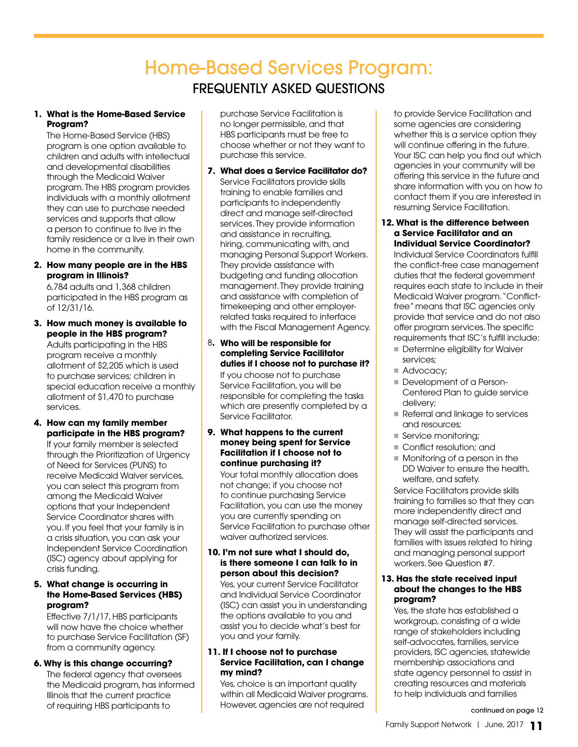# Home-Based Services Program:

## FREQUENTLY ASKED QUESTIONS

**1. What is the Home-Based Service Program?**

The Home-Based Service (HBS) program is one option available to children and adults with intellectual and developmental disabilities through the Medicaid Waiver program. The HBS program provides individuals with a monthly allotment they can use to purchase needed services and supports that allow a person to continue to live in the family residence or a live in their own home in the community.

**2. How many people are in the HBS program in Illinois?**

6,784 adults and 1,368 children participated in the HBS program as of 12/31/16.

**3. How much money is available to people in the HBS program?**

Adults participating in the HBS program receive a monthly allotment of $2,205 which is used to purchase services; children in special education receive a monthly allotment of $1,470 to purchase services.

**4. How can my family member participate in the HBS program?**

If your family member is selected through the Prioritization of Urgency of Need for Services (PUNS) to receive Medicaid Waiver services, you can select this program from among the Medicaid Waiver options that your Independent Service Coordinator shares with you. If you feel that your family is in a crisis situation, you can ask your Independent Service Coordination (ISC) agency about applying for crisis funding.

**5. What change is occurring in the Home-Based Services (HBS) program?**

Effective 7/1/17, HBS participants will now have the choice whether to purchase Service Facilitation (SF) from a community agency.

**6. Why is this change occurring?**

The federal agency that oversees the Medicaid program, has informed Illinois that the current practice of requiring HBS participants to purchase Service Facilitation is no longer permissible, and that HBS participants must be free to choose whether or not they want to purchase this service.

**7. What does a Service Facilitator do?**

Service Facilitators provide skills training to enable families and participants to independently direct and manage self-directed services. They provide information and assistance in recruiting, hiring, communicating with, and managing Personal Support Workers. They provide assistance with budgeting and funding allocation management. They provide training and assistance with completion of timekeeping and other employer-related tasks required to interface with the Fiscal Management Agency.

**8. Who will be responsible for completing Service Facilitator duties if I choose not to purchase it?**

If you choose not to purchase Service Facilitation, you will be responsible for completing the tasks which are presently completed by a Service Facilitator.

**9. What happens to the current money being spent for Service Facilitation if I choose not to continue purchasing it?**

Your total monthly allocation does not change; if you choose not to continue purchasing Service Facilitation, you can use the money you are currently spending on Service Facilitation to purchase other waiver authorized services.

**10. I'm not sure what I should do, is there someone I can talk to in person about this decision?**

Yes, your current Service Facilitator and Individual Service Coordinator (ISC) can assist you in understanding the options available to you and assist you to decide what's best for you and your family.

**11. If I choose not to purchase Service Facilitation, can I change my mind?**

Yes, choice is an important quality within all Medicaid Waiver programs. However, agencies are not required to provide Service Facilitation and some agencies are considering whether this is a service option they will continue offering in the future. Your ISC can help you find out which agencies in your community will be offering this service in the future and share information with you on how to contact them if you are interested in resuming Service Facilitation.

**12. What is the difference between a Service Facilitator and an Individual Service Coordinator?**

Individual Service Coordinators fulfill the conflict-free case management duties that the federal government requires each state to include in their Medicaid Waiver program. "Conflict-free" means that ISC agencies only provide that service and do not also offer program services. The specific requirements that ISC's fulfill include:

- Determine eligibility for Waiver services;
- Advocacy;
- Development of a Person-Centered Plan to guide service delivery;
- Referral and linkage to services and resources;
- Service monitoring;
- Conflict resolution; and
- Monitoring of a person in the DD Waiver to ensure the health, welfare, and safety.

Service Facilitators provide skills training to families so that they can more independently direct and manage self-directed services. They will assist the participants and families with issues related to hiring and managing personal support workers. See Question #7.

**13. Has the state received input about the changes to the HBS program?**

Yes, the state has established a workgroup, consisting of a wide range of stakeholders including self-advocates, families, service providers, ISC agencies, statewide membership associations and state agency personnel to assist in creating resources and materials to help individuals and families

continued on page 12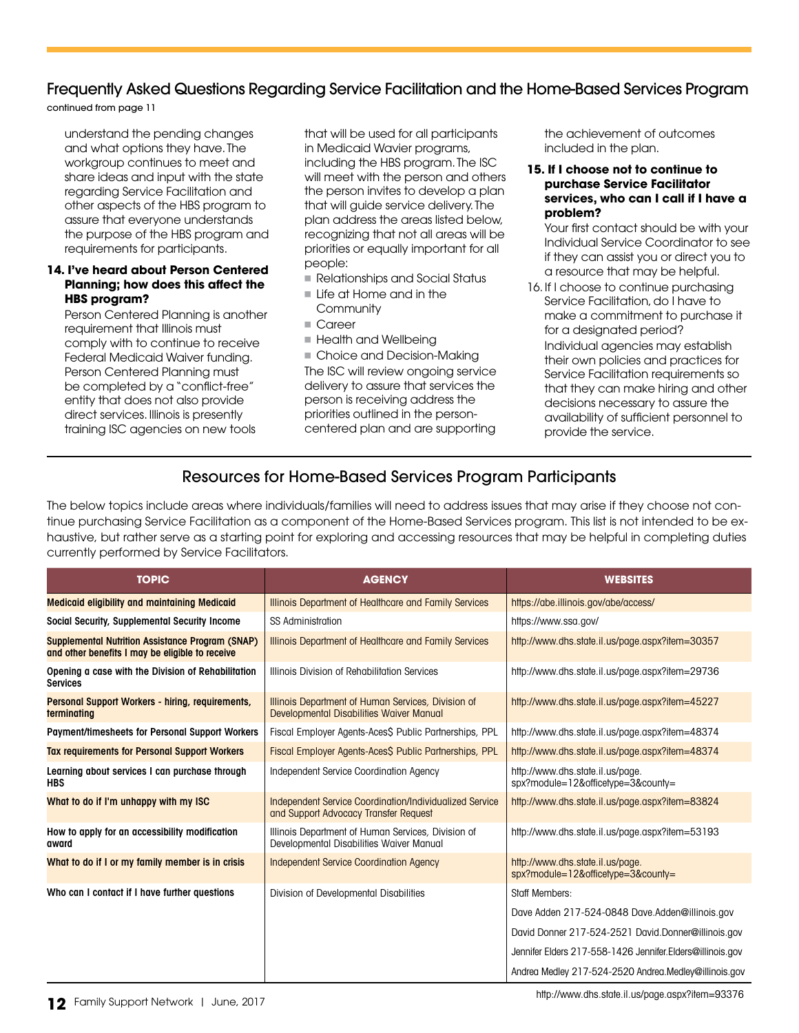## Frequently Asked Questions Regarding Service Facilitation and the Home-Based Services Program

continued from page 11

understand the pending changes and what options they have. The workgroup continues to meet and share ideas and input with the state regarding Service Facilitation and other aspects of the HBS program to assure that everyone understands the purpose of the HBS program and requirements for participants.

**14. I've heard about Person Centered Planning; how does this affect the HBS program?**

Person Centered Planning is another requirement that Illinois must comply with to continue to receive Federal Medicaid Waiver funding. Person Centered Planning must be completed by a "conflict-free" entity that does not also provide direct services. Illinois is presently training ISC agencies on new tools that will be used for all participants in Medicaid Wavier programs, including the HBS program. The ISC will meet with the person and others the person invites to develop a plan that will guide service delivery. The plan address the areas listed below, recognizing that not all areas will be priorities or equally important for all people:

- Relationships and Social Status
- Life at Home and in the Community
- Career
- Health and Wellbeing
- Choice and Decision-Making

The ISC will review ongoing service delivery to assure that services the person is receiving address the priorities outlined in the person-centered plan and are supporting the achievement of outcomes included in the plan.

**15. If I choose not to continue to purchase Service Facilitator services, who can I call if I have a problem?**

Your first contact should be with your Individual Service Coordinator to see if they can assist you or direct you to a resource that may be helpful.

16. If I choose to continue purchasing Service Facilitation, do I have to make a commitment to purchase it for a designated period?

Individual agencies may establish their own policies and practices for Service Facilitation requirements so that they can make hiring and other decisions necessary to assure the availability of sufficient personnel to provide the service.

## Resources for Home-Based Services Program Participants

The below topics include areas where individuals/families will need to address issues that may arise if they choose not continue purchasing Service Facilitation as a component of the Home-Based Services program. This list is not intended to be exhaustive, but rather serve as a starting point for exploring and accessing resources that may be helpful in completing duties currently performed by Service Facilitators.

| TOPIC | AGENCY | WEBSITES |
|---|---|---|
| **Medicaid eligibility and maintaining Medicaid** | Illinois Department of Healthcare and Family Services | https://abe.illinois.gov/abe/access/ |
| **Social Security, Supplemental Security Income** | SS Administration | https://www.ssa.gov/ |
| **Supplemental Nutrition Assistance Program (SNAP) and other benefits I may be eligible to receive** | Illinois Department of Healthcare and Family Services | http://www.dhs.state.il.us/page.aspx?item=30357 |
| **Opening a case with the Division of Rehabilitation Services** | Illinois Division of Rehabilitation Services | http://www.dhs.state.il.us/page.aspx?item=29736 |
| **Personal Support Workers - hiring, requirements, terminating** | Illinois Department of Human Services, Division of Developmental Disabilities Waiver Manual | http://www.dhs.state.il.us/page.aspx?item=45227 |
| **Payment/timesheets for Personal Support Workers** | Fiscal Employer Agents-Aces$ Public Partnerships, PPL | http://www.dhs.state.il.us/page.aspx?item=48374 |
| **Tax requirements for Personal Support Workers** | Fiscal Employer Agents-Aces$ Public Partnerships, PPL | http://www.dhs.state.il.us/page.aspx?item=48374 |
| **Learning about services I can purchase through HBS** | Independent Service Coordination Agency | http://www.dhs.state.il.us/page.spx?module=12&officetype=3&county= |
| **What to do if I'm unhappy with my ISC** | Independent Service Coordination/Individualized Service and Support Advocacy Transfer Request | http://www.dhs.state.il.us/page.aspx?item=83824 |
| **How to apply for an accessibility modification award** | Illinois Department of Human Services, Division of Developmental Disabilities Waiver Manual | http://www.dhs.state.il.us/page.aspx?item=53193 |
| **What to do if I or my family member is in crisis** | Independent Service Coordination Agency | http://www.dhs.state.il.us/page.spx?module=12&officetype=3&county= |
| **Who can I contact if I have further questions** | Division of Developmental Disabilities | Staff Members: |
| | | Dave Adden 217-524-0848 Dave.Adden@illinois.gov |
| | | David Donner 217-524-2521 David.Donner@illinois.gov |
| | | Jennifer Elders 217-558-1426 Jennifer.Elders@illinois.gov |
| | | Andrea Medley 217-524-2520 Andrea.Medley@illinois.gov |

http://www.dhs.state.il.us/page.aspx?item=93376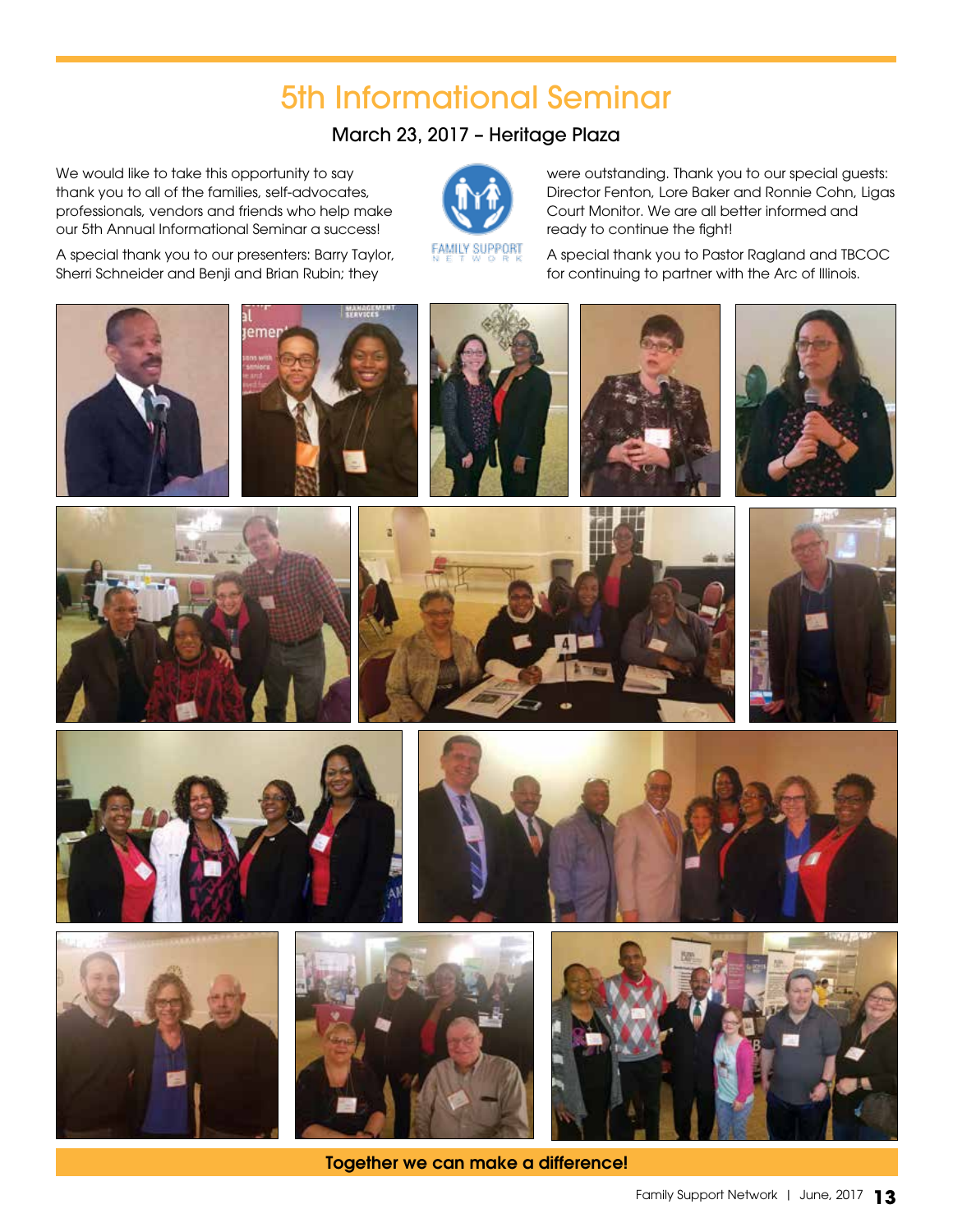# 5th Informational Seminar

## March 23, 2017 – Heritage Plaza

We would like to take this opportunity to say thank you to all of the families, self-advocates, professionals, vendors and friends who help make our 5th Annual Informational Seminar a success!

A special thank you to our presenters: Barry Taylor, Sherri Schneider and Benji and Brian Rubin; they were outstanding. Thank you to our special guests: Director Fenton, Lore Baker and Ronnie Cohn, Ligas Court Monitor. We are all better informed and ready to continue the fight!

A special thank you to Pastor Ragland and TBCOC for continuing to partner with the Arc of Illinois.

**Together we can make a difference!**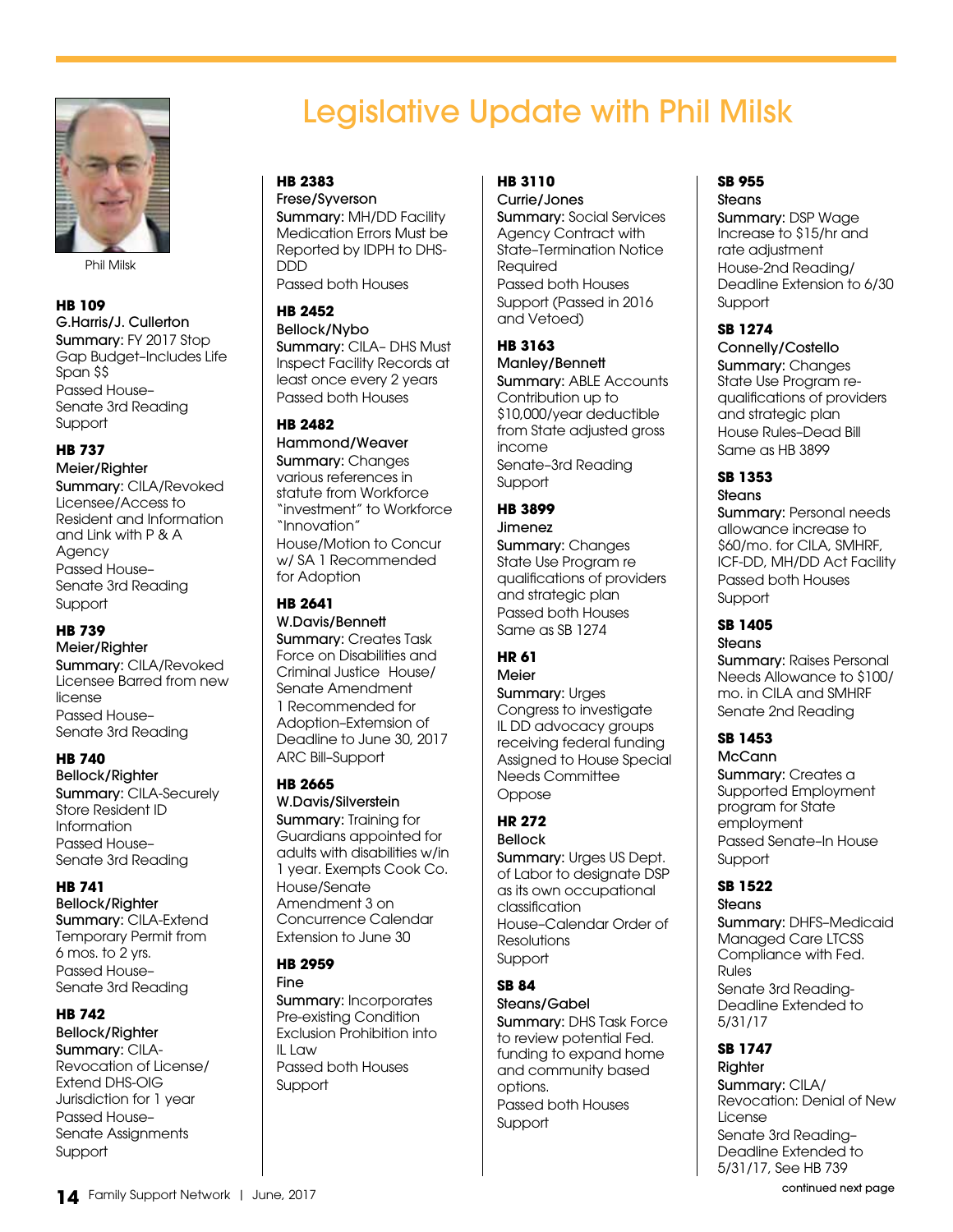# Legislative Update with Phil Milsk

Phil Milsk

**HB 109**
G.Harris/J. Cullerton
**Summary:** FY 2017 Stop Gap Budget–Includes Life Span $$
Passed House–
Senate 3rd Reading
Support

**HB 737**
Meier/Righter
**Summary:** CILA/Revoked Licensee/Access to Resident and Information and Link with P & A Agency
Passed House–
Senate 3rd Reading
Support

**HB 739**
Meier/Righter
**Summary:** CILA/Revoked Licensee Barred from new license
Passed House–
Senate 3rd Reading

**HB 740**
Bellock/Righter
**Summary:** CILA-Securely Store Resident ID Information
Passed House–
Senate 3rd Reading

**HB 741**
Bellock/Righter
**Summary:** CILA-Extend Temporary Permit from 6 mos. to 2 yrs.
Passed House–
Senate 3rd Reading

**HB 742**
Bellock/Righter
**Summary:** CILA-Revocation of License/ Extend DHS-OIG Jurisdiction for 1 year
Passed House–
Senate Assignments
Support

**HB 2383**
Frese/Syverson
**Summary:** MH/DD Facility Medication Errors Must be Reported by IDPH to DHS-DDD
Passed both Houses

**HB 2452**
Bellock/Nybo
**Summary:** CILA- DHS Must Inspect Facility Records at least once every 2 years
Passed both Houses

**HB 2482**
Hammond/Weaver
**Summary:** Changes various references in statute from Workforce "investment" to Workforce "Innovation"
House/Motion to Concur w/ SA 1 Recommended for Adoption

**HB 2641**
W.Davis/Bennett
**Summary:** Creates Task Force on Disabilities and Criminal Justice House/ Senate Amendment 1 Recommended for Adoption–Extemsion of Deadline to June 30, 2017
ARC Bill–Support

**HB 2665**
W.Davis/Silverstein
**Summary:** Training for Guardians appointed for adults with disabilities w/in 1 year. Exempts Cook Co.
House/Senate Amendment 3 on Concurrence Calendar
Extension to June 30

**HB 2959**
Fine
**Summary:** Incorporates Pre-existing Condition Exclusion Prohibition into IL Law
Passed both Houses
Support

**HB 3110**
Currie/Jones
**Summary:** Social Services Agency Contract with State–Termination Notice Required
Passed both Houses
Support (Passed in 2016 and Vetoed)

**HB 3163**
Manley/Bennett
**Summary:** ABLE Accounts Contribution up to $10,000/year deductible from State adjusted gross income
Senate–3rd Reading
Support

**HB 3899**
Jimenez
**Summary:** Changes State Use Program re qualifications of providers and strategic plan
Passed both Houses
Same as SB 1274

**HR 61**
Meier
**Summary:** Urges Congress to investigate IL DD advocacy groups receiving federal funding
Assigned to House Special Needs Committee
Oppose

**HR 272**
Bellock
**Summary:** Urges US Dept. of Labor to designate DSP as its own occupational classification
House–Calendar Order of Resolutions
Support

**SB 84**
Steans/Gabel
**Summary:** DHS Task Force to review potential Fed. funding to expand home and community based options.
Passed both Houses
Support

**SB 955**
Steans
**Summary:** DSP Wage Increase to $15/hr and rate adjustment
House-2nd Reading/ Deadline Extension to 6/30
Support

**SB 1274**
Connelly/Costello
**Summary:** Changes State Use Program re-qualifications of providers and strategic plan
House Rules–Dead Bill
Same as HB 3899

**SB 1353**
Steans
**Summary:** Personal needs allowance increase to $60/mo. for CILA, SMHRF, ICF-DD, MH/DD Act Facility
Passed both Houses
Support

**SB 1405**
Steans
**Summary:** Raises Personal Needs Allowance to $100/ mo. in CILA and SMHRF
Senate 2nd Reading

**SB 1453**
McCann
**Summary:** Creates a Supported Employment program for State employment
Passed Senate–In House
Support

**SB 1522**
Steans
**Summary:** DHFS–Medicaid Managed Care LTCSS Compliance with Fed. Rules
Senate 3rd Reading-Deadline Extended to 5/31/17

**SB 1747**
Righter
**Summary:** CILA/ Revocation: Denial of New License
Senate 3rd Reading–Deadline Extended to 5/31/17, See HB 739

continued next page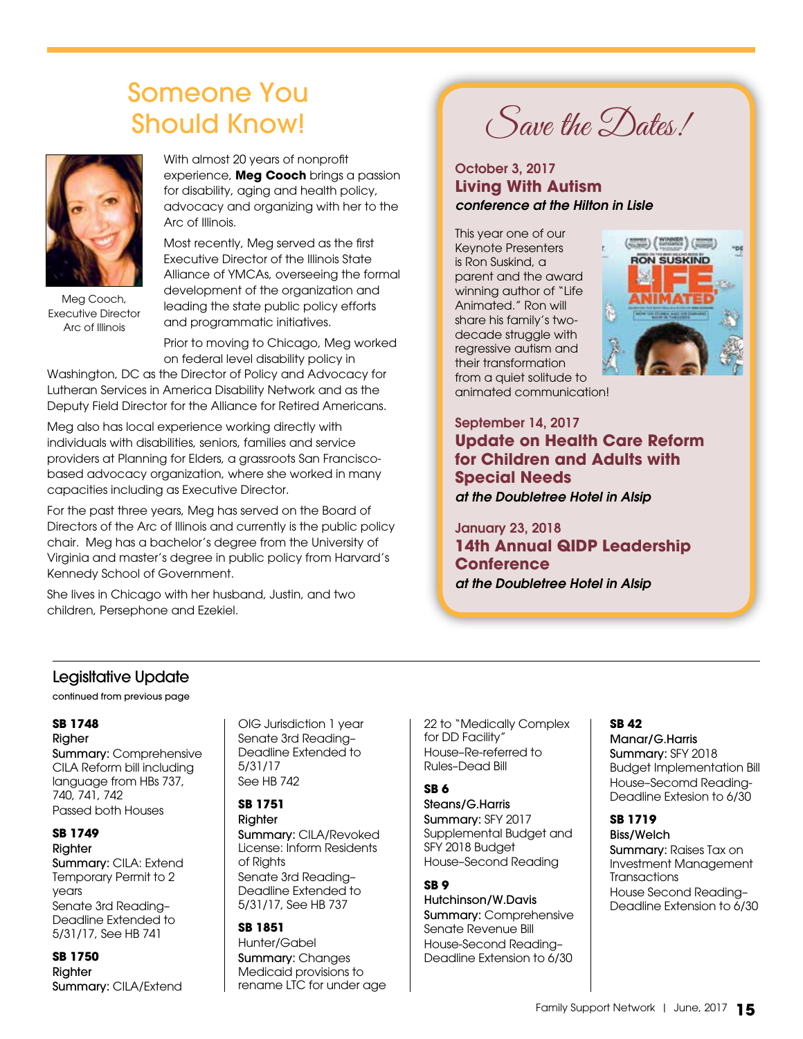# Someone You Should Know!

Meg Cooch, Executive Director Arc of Illinois

With almost 20 years of nonprofit experience, **Meg Cooch** brings a passion for disability, aging and health policy, advocacy and organizing with her to the Arc of Illinois.

Most recently, Meg served as the first Executive Director of the Illinois State Alliance of YMCAs, overseeing the formal development of the organization and leading the state public policy efforts and programmatic initiatives.

Prior to moving to Chicago, Meg worked on federal level disability policy in Washington, DC as the Director of Policy and Advocacy for Lutheran Services in America Disability Network and as the Deputy Field Director for the Alliance for Retired Americans.

Meg also has local experience working directly with individuals with disabilities, seniors, families and service providers at Planning for Elders, a grassroots San Francisco-based advocacy organization, where she worked in many capacities including as Executive Director.

For the past three years, Meg has served on the Board of Directors of the Arc of Illinois and currently is the public policy chair. Meg has a bachelor's degree from the University of Virginia and master's degree in public policy from Harvard's Kennedy School of Government.

She lives in Chicago with her husband, Justin, and two children, Persephone and Ezekiel.

# Save the Dates!

**October 3, 2017**
**Living With Autism**
***conference at the Hilton in Lisle***

This year one of our Keynote Presenters is Ron Suskind, a parent and the award winning author of "Life Animated." Ron will share his family's two-decade struggle with regressive autism and their transformation from a quiet solitude to animated communication!

**September 14, 2017**
**Update on Health Care Reform for Children and Adults with Special Needs**
***at the Doubletree Hotel in Alsip***

**January 23, 2018**
**14th Annual QIDP Leadership Conference**
***at the Doubletree Hotel in Alsip***

## Legisltative Update

continued from previous page

**SB 1748**
Righer
Summary: Comprehensive CILA Reform bill including language from HBs 737, 740, 741, 742
Passed both Houses

**SB 1749**
Righter
Summary: CILA: Extend Temporary Permit to 2 years
Senate 3rd Reading–Deadline Extended to 5/31/17, See HB 741

**SB 1750**
Righter
Summary: CILA/Extend OIG Jurisdiction 1 year
Senate 3rd Reading–Deadline Extended to 5/31/17
See HB 742

**SB 1751**
Righter
Summary: CILA/Revoked License: Inform Residents of Rights
Senate 3rd Reading–Deadline Extended to 5/31/17, See HB 737

**SB 1851**
Hunter/Gabel
Summary: Changes Medicaid provisions to rename LTC for under age 22 to "Medically Complex for DD Facility"
House–Re-referred to Rules–Dead Bill

**SB 6**
Steans/G.Harris
Summary: SFY 2017 Supplemental Budget and SFY 2018 Budget
House–Second Reading

**SB 9**
Hutchinson/W.Davis
Summary: Comprehensive Senate Revenue Bill
House-Second Reading–Deadline Extension to 6/30

**SB 42**
Manar/G.Harris
Summary: SFY 2018 Budget Implementation Bill
House–Secomd Reading-Deadline Extesion to 6/30

**SB 1719**
Biss/Welch
Summary: Raises Tax on Investment Management Transactions
House Second Reading-Deadline Extension to 6/30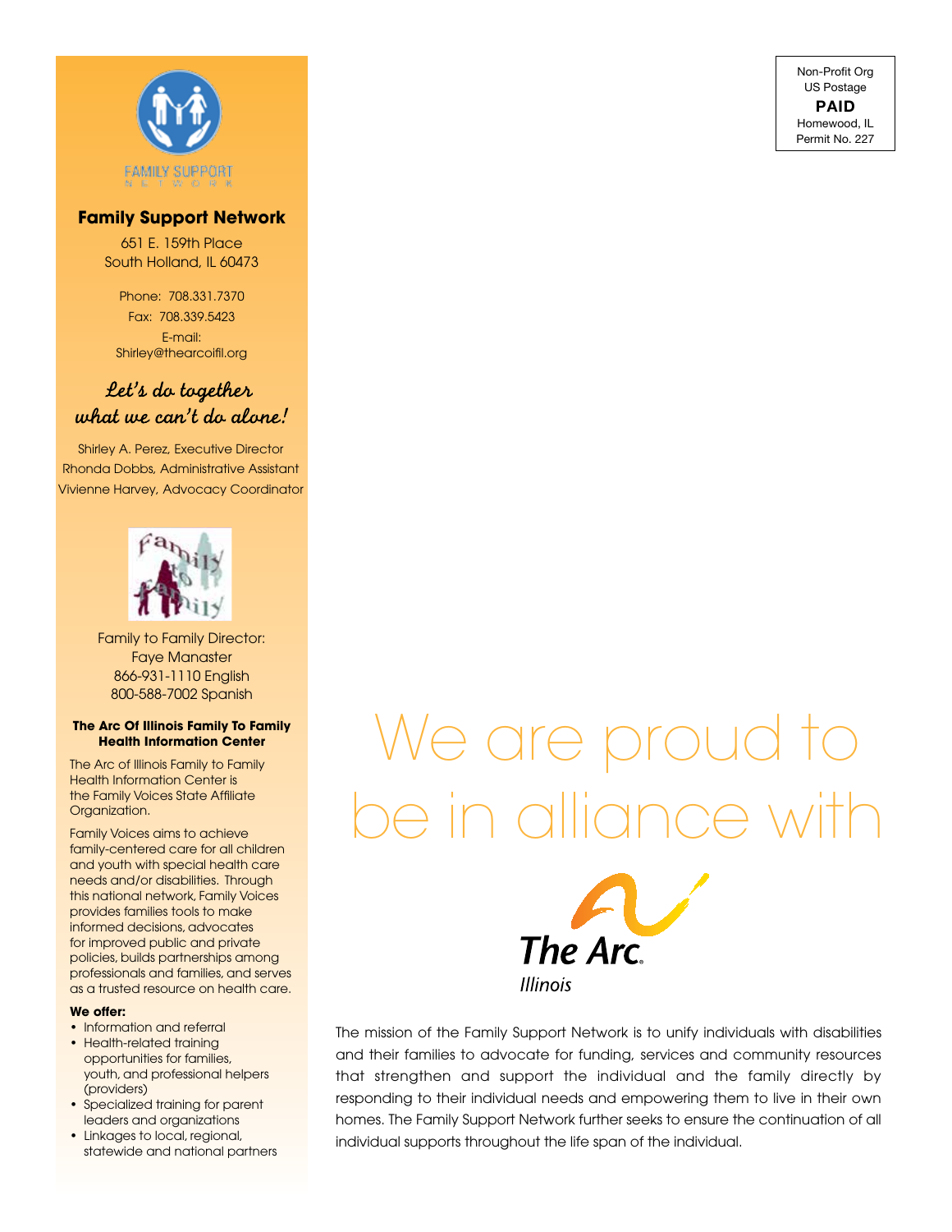FAMILY SUPPORT NETWORK

## Family Support Network

651 E. 159th Place
South Holland, IL 60473

Phone: 708.331.7370
Fax: 708.339.5423
E-mail:
Shirley@thearcofil.org

*Let's do together what we can't do alone!*

Shirley A. Perez, Executive Director
Rhonda Dobbs, Administrative Assistant
Vivienne Harvey, Advocacy Coordinator

Family to Family Director:
Faye Manaster
866-931-1110 English
800-588-7002 Spanish

**The Arc Of Illinois Family To Family Health Information Center**

The Arc of Illinois Family to Family Health Information Center is the Family Voices State Affiliate Organization.

Family Voices aims to achieve family-centered care for all children and youth with special health care needs and/or disabilities. Through this national network, Family Voices provides families tools to make informed decisions, advocates for improved public and private policies, builds partnerships among professionals and families, and serves as a trusted resource on health care.

**We offer:**

- Information and referral
- Health-related training opportunities for families, youth, and professional helpers (providers)
- Specialized training for parent leaders and organizations
- Linkages to local, regional, statewide and national partners

Non-Profit Org
US Postage
**PAID**
Homewood, IL
Permit No. 227

# We are proud to be in alliance with

The Arc.
Illinois

The mission of the Family Support Network is to unify individuals with disabilities and their families to advocate for funding, services and community resources that strengthen and support the individual and the family directly by responding to their individual needs and empowering them to live in their own homes. The Family Support Network further seeks to ensure the continuation of all individual supports throughout the life span of the individual.